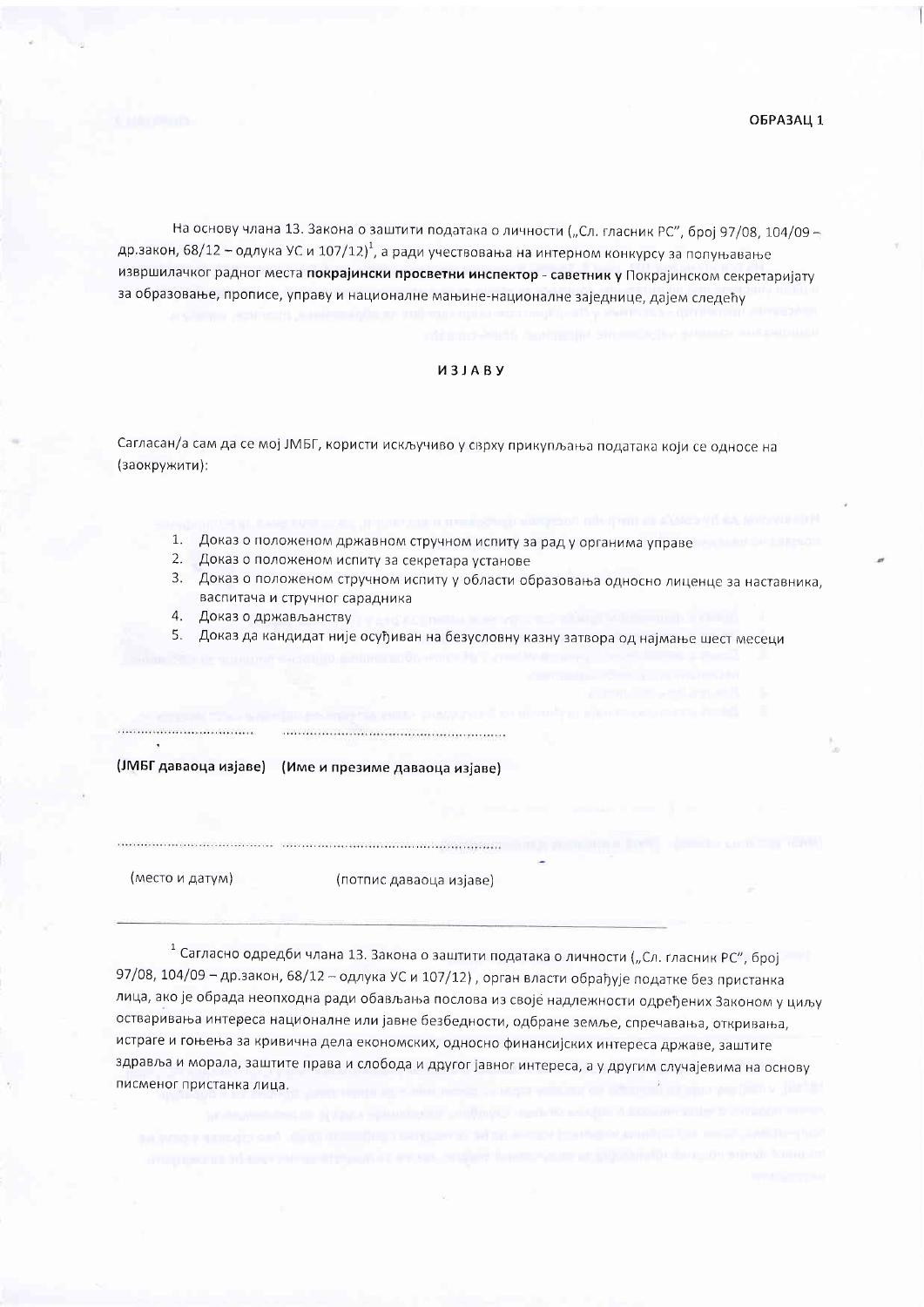ОБРАЗАЦ 1

На основу члана 13. Закона о заштити података о личности („Сл. гласник РС", број 97/08, 104/09 – др.закон, 68/12 – одлука УС и 107/12)[1], а ради учествовања на интерном конкурсу за попуњавање извршилачког радног места **покрајински просветни инспектор - саветник у** Покрајинском секретаријату за образовање, прописе, управу и националне мањине-националне заједнице, дајем следећу

**ИЗЈАВУ**

Сагласан/а сам да се мој ЈМБГ, користи искључиво у сврху прикупљања података који се односе на (заокружити):

1. Доказ о положеном државном стручном испиту за рад у органима управе
2. Доказ о положеном испиту за секретара установе
3. Доказ о положеном стручном испиту у области образовања односно лиценце за наставника, васпитача и стручног сарадника
4. Доказ о држављанству
5. Доказ да кандидат није осуђиван на безусловну казну затвора од најмање шест месеци

.................................. ......................................................

**(ЈМБГ даваоца изјаве) (Име и презиме даваоца изјаве)**

.................................. ......................................................

(место и датум) (потпис даваоца изјаве)

---

[1] Сагласно одредби члана 13. Закона о заштити података о личности („Сл. гласник РС", број 97/08, 104/09 – др.закон, 68/12 – одлука УС и 107/12) , орган власти обрађује податке без пристанка лица, ако је обрада неопходна ради обављања послова из своје надлежности одређених Законом у циљу остваривања интереса националне или јавне безбедности, одбране земље, спречавања, откривања, истраге и гоњења за кривична дела економских, односно финансијских интереса државе, заштите здравља и морала, заштите права и слобода и другог јавног интереса, а у другим случајевима на основу писменог пристанка лица.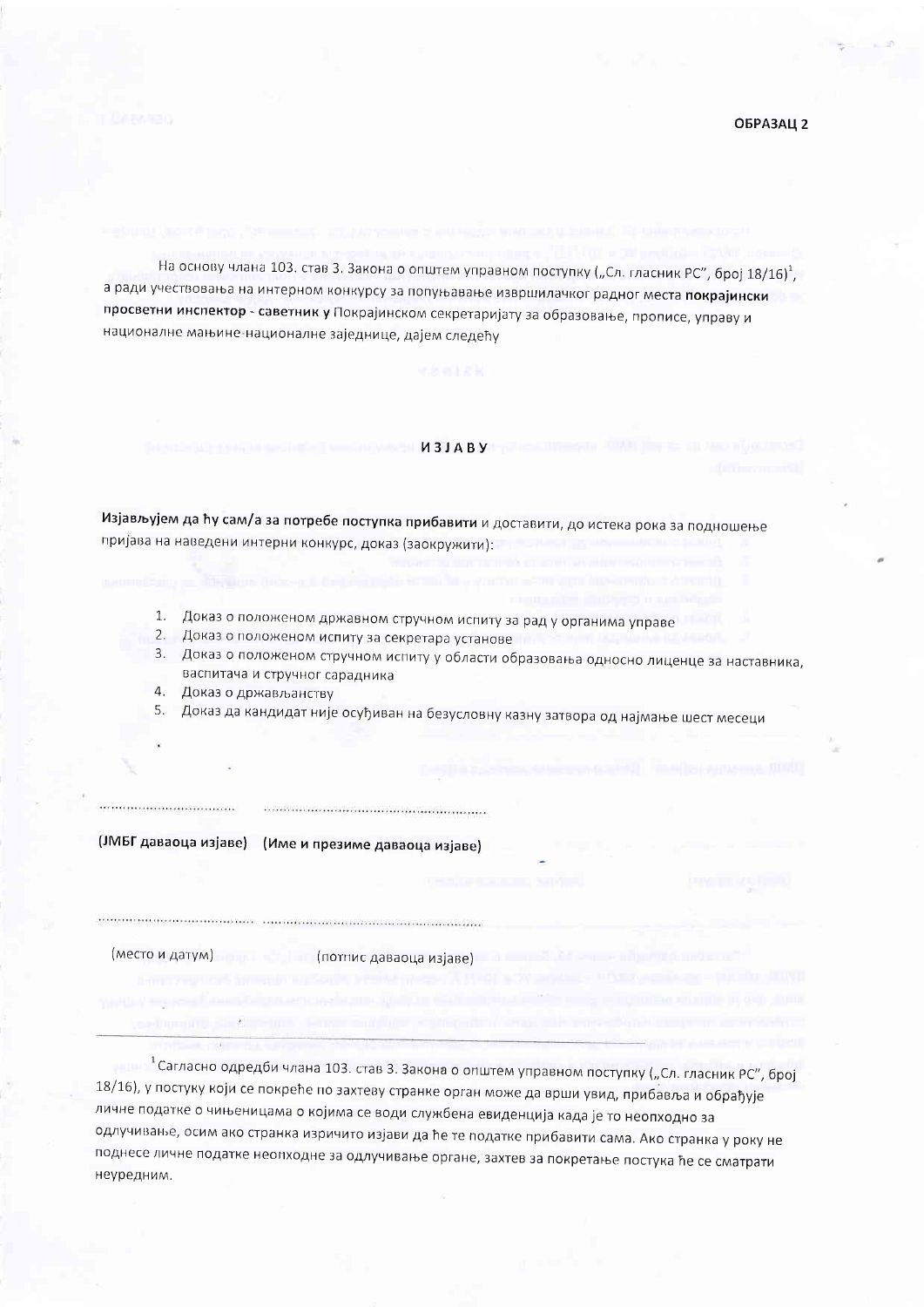**ОБРАЗАЦ 2**

На основу члана 103. став 3. Закона о општем управном поступку („Сл. гласник РС", број 18/16)[1], а ради учествовања на интерном конкурсу за попуњавање извршилачког радног места **покрајински просветни инспектор - саветник у** Покрајинском секретаријату за образовање, прописе, управу и националне мањине-националне заједнице, дајем следећу

**И З Ј А В У**

**Изјављујем да ћу сам/а за потребе поступка прибавити** и доставити, до истека рока за подношење пријава на наведени интерни конкурс, доказ (заокружити):

1. Доказ о положеном државном стручном испиту за рад у органима управе
2. Доказ о положеном испиту за секретара установе
3. Доказ о положеном стручном испиту у области образовања односно лиценце за наставника, васпитача и стручног сарадника
4. Доказ о држављанству
5. Доказ да кандидат није осуђиван на безусловну казну затвора од најмање шест месеци

................................ ......................................................

**(ЈМБГ даваоца изјаве)** **(Име и презиме даваоца изјаве)**

..................................... ....................................................

(место и датум) (потпис даваоца изјаве)

---

[1] Сагласно одредби члана 103. став 3. Закона о општем управном поступку („Сл. гласник РС", број 18/16), у постуку који се покреће по захтеву странке орган може да врши увид, прибавља и обрађује личне податке о чињеницама о којима се води службена евиденција када је то неопходно за одлучивање, осим ако странка изричито изјави да ће те податке прибавити сама. Ако странка у року не поднесе личне податке неопходне за одлучивање органе, захтев за покретање постука ће се сматрати неуредним.